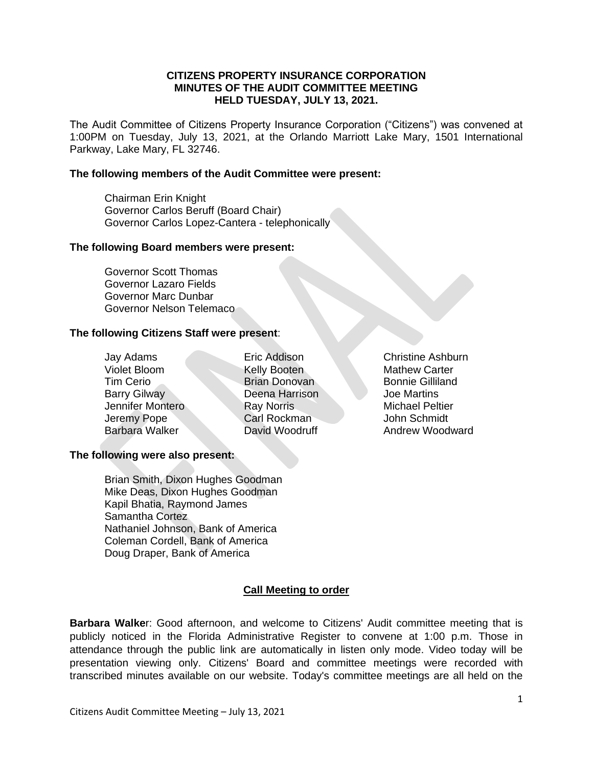**CITIZENS PROPERTY INSURANCE CORPORATION**
**MINUTES OF THE AUDIT COMMITTEE MEETING**
**HELD TUESDAY, JULY 13, 2021.**

The Audit Committee of Citizens Property Insurance Corporation ("Citizens") was convened at 1:00PM on Tuesday, July 13, 2021, at the Orlando Marriott Lake Mary, 1501 International Parkway, Lake Mary, FL 32746.

**The following members of the Audit Committee were present:**

Chairman Erin Knight
Governor Carlos Beruff (Board Chair)
Governor Carlos Lopez-Cantera - telephonically

**The following Board members were present:**

Governor Scott Thomas
Governor Lazaro Fields
Governor Marc Dunbar
Governor Nelson Telemaco

**The following Citizens Staff were present**:

| | | |
|---|---|---|
| Jay Adams | Eric Addison | Christine Ashburn |
| Violet Bloom | Kelly Booten | Mathew Carter |
| Tim Cerio | Brian Donovan | Bonnie Gilliland |
| Barry Gilway | Deena Harrison | Joe Martins |
| Jennifer Montero | Ray Norris | Michael Peltier |
| Jeremy Pope | Carl Rockman | John Schmidt |
| Barbara Walker | David Woodruff | Andrew Woodward |

**The following were also present:**

Brian Smith, Dixon Hughes Goodman
Mike Deas, Dixon Hughes Goodman
Kapil Bhatia, Raymond James
Samantha Cortez
Nathaniel Johnson, Bank of America
Coleman Cordell, Bank of America
Doug Draper, Bank of America

## Call Meeting to order

**Barbara Walke**r: Good afternoon, and welcome to Citizens' Audit committee meeting that is publicly noticed in the Florida Administrative Register to convene at 1:00 p.m. Those in attendance through the public link are automatically in listen only mode. Video today will be presentation viewing only. Citizens' Board and committee meetings were recorded with transcribed minutes available on our website. Today's committee meetings are all held on the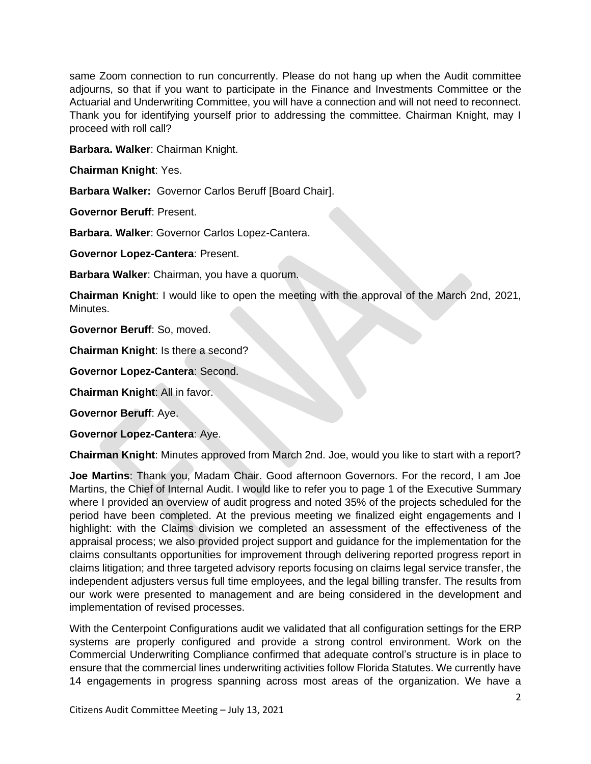same Zoom connection to run concurrently. Please do not hang up when the Audit committee adjourns, so that if you want to participate in the Finance and Investments Committee or the Actuarial and Underwriting Committee, you will have a connection and will not need to reconnect. Thank you for identifying yourself prior to addressing the committee. Chairman Knight, may I proceed with roll call?

**Barbara. Walker**: Chairman Knight.

**Chairman Knight**: Yes.

**Barbara Walker:** Governor Carlos Beruff [Board Chair].

**Governor Beruff**: Present.

**Barbara. Walker**: Governor Carlos Lopez-Cantera.

**Governor Lopez-Cantera**: Present.

**Barbara Walker**: Chairman, you have a quorum.

**Chairman Knight**: I would like to open the meeting with the approval of the March 2nd, 2021, Minutes.

**Governor Beruff**: So, moved.

**Chairman Knight**: Is there a second?

**Governor Lopez-Cantera**: Second.

**Chairman Knight**: All in favor.

**Governor Beruff**: Aye.

**Governor Lopez-Cantera**: Aye.

**Chairman Knight**: Minutes approved from March 2nd. Joe, would you like to start with a report?

**Joe Martins**: Thank you, Madam Chair. Good afternoon Governors. For the record, I am Joe Martins, the Chief of Internal Audit. I would like to refer you to page 1 of the Executive Summary where I provided an overview of audit progress and noted 35% of the projects scheduled for the period have been completed. At the previous meeting we finalized eight engagements and I highlight: with the Claims division we completed an assessment of the effectiveness of the appraisal process; we also provided project support and guidance for the implementation for the claims consultants opportunities for improvement through delivering reported progress report in claims litigation; and three targeted advisory reports focusing on claims legal service transfer, the independent adjusters versus full time employees, and the legal billing transfer. The results from our work were presented to management and are being considered in the development and implementation of revised processes.

With the Centerpoint Configurations audit we validated that all configuration settings for the ERP systems are properly configured and provide a strong control environment. Work on the Commercial Underwriting Compliance confirmed that adequate control's structure is in place to ensure that the commercial lines underwriting activities follow Florida Statutes. We currently have 14 engagements in progress spanning across most areas of the organization. We have a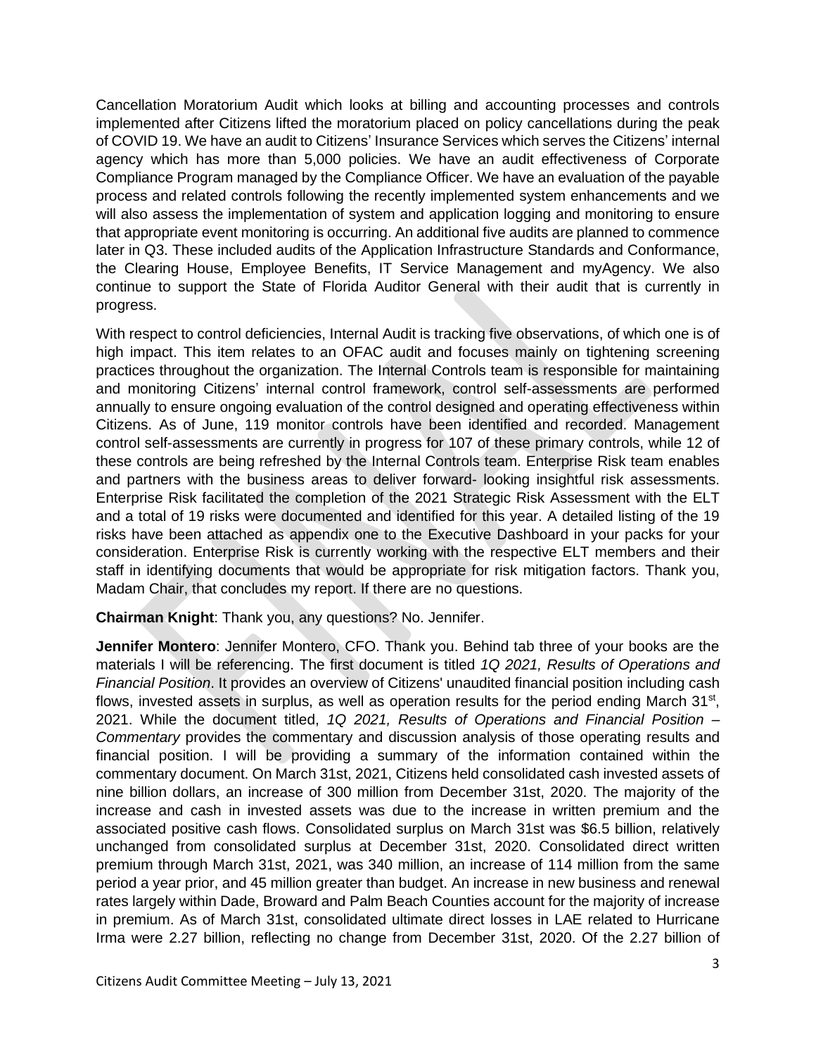Cancellation Moratorium Audit which looks at billing and accounting processes and controls implemented after Citizens lifted the moratorium placed on policy cancellations during the peak of COVID 19. We have an audit to Citizens' Insurance Services which serves the Citizens' internal agency which has more than 5,000 policies. We have an audit effectiveness of Corporate Compliance Program managed by the Compliance Officer. We have an evaluation of the payable process and related controls following the recently implemented system enhancements and we will also assess the implementation of system and application logging and monitoring to ensure that appropriate event monitoring is occurring. An additional five audits are planned to commence later in Q3. These included audits of the Application Infrastructure Standards and Conformance, the Clearing House, Employee Benefits, IT Service Management and myAgency. We also continue to support the State of Florida Auditor General with their audit that is currently in progress.

With respect to control deficiencies, Internal Audit is tracking five observations, of which one is of high impact. This item relates to an OFAC audit and focuses mainly on tightening screening practices throughout the organization. The Internal Controls team is responsible for maintaining and monitoring Citizens' internal control framework, control self-assessments are performed annually to ensure ongoing evaluation of the control designed and operating effectiveness within Citizens. As of June, 119 monitor controls have been identified and recorded. Management control self-assessments are currently in progress for 107 of these primary controls, while 12 of these controls are being refreshed by the Internal Controls team. Enterprise Risk team enables and partners with the business areas to deliver forward- looking insightful risk assessments. Enterprise Risk facilitated the completion of the 2021 Strategic Risk Assessment with the ELT and a total of 19 risks were documented and identified for this year. A detailed listing of the 19 risks have been attached as appendix one to the Executive Dashboard in your packs for your consideration. Enterprise Risk is currently working with the respective ELT members and their staff in identifying documents that would be appropriate for risk mitigation factors. Thank you, Madam Chair, that concludes my report. If there are no questions.

**Chairman Knight**: Thank you, any questions? No. Jennifer.

**Jennifer Montero**: Jennifer Montero, CFO. Thank you. Behind tab three of your books are the materials I will be referencing. The first document is titled *1Q 2021, Results of Operations and Financial Position*. It provides an overview of Citizens' unaudited financial position including cash flows, invested assets in surplus, as well as operation results for the period ending March 31st, 2021. While the document titled, *1Q 2021, Results of Operations and Financial Position – Commentary* provides the commentary and discussion analysis of those operating results and financial position. I will be providing a summary of the information contained within the commentary document. On March 31st, 2021, Citizens held consolidated cash invested assets of nine billion dollars, an increase of 300 million from December 31st, 2020. The majority of the increase and cash in invested assets was due to the increase in written premium and the associated positive cash flows. Consolidated surplus on March 31st was $6.5 billion, relatively unchanged from consolidated surplus at December 31st, 2020. Consolidated direct written premium through March 31st, 2021, was 340 million, an increase of 114 million from the same period a year prior, and 45 million greater than budget. An increase in new business and renewal rates largely within Dade, Broward and Palm Beach Counties account for the majority of increase in premium. As of March 31st, consolidated ultimate direct losses in LAE related to Hurricane Irma were 2.27 billion, reflecting no change from December 31st, 2020. Of the 2.27 billion of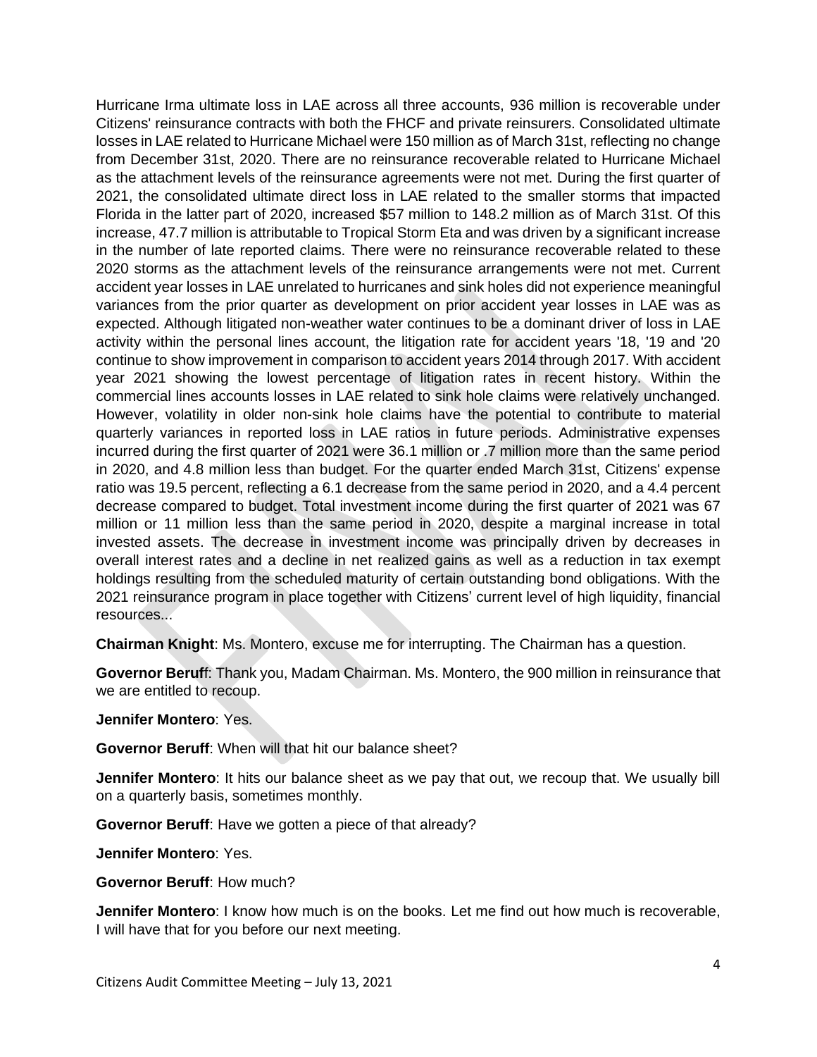Hurricane Irma ultimate loss in LAE across all three accounts, 936 million is recoverable under Citizens' reinsurance contracts with both the FHCF and private reinsurers. Consolidated ultimate losses in LAE related to Hurricane Michael were 150 million as of March 31st, reflecting no change from December 31st, 2020. There are no reinsurance recoverable related to Hurricane Michael as the attachment levels of the reinsurance agreements were not met. During the first quarter of 2021, the consolidated ultimate direct loss in LAE related to the smaller storms that impacted Florida in the latter part of 2020, increased $57 million to 148.2 million as of March 31st. Of this increase, 47.7 million is attributable to Tropical Storm Eta and was driven by a significant increase in the number of late reported claims. There were no reinsurance recoverable related to these 2020 storms as the attachment levels of the reinsurance arrangements were not met. Current accident year losses in LAE unrelated to hurricanes and sink holes did not experience meaningful variances from the prior quarter as development on prior accident year losses in LAE was as expected. Although litigated non-weather water continues to be a dominant driver of loss in LAE activity within the personal lines account, the litigation rate for accident years '18, '19 and '20 continue to show improvement in comparison to accident years 2014 through 2017. With accident year 2021 showing the lowest percentage of litigation rates in recent history. Within the commercial lines accounts losses in LAE related to sink hole claims were relatively unchanged. However, volatility in older non-sink hole claims have the potential to contribute to material quarterly variances in reported loss in LAE ratios in future periods. Administrative expenses incurred during the first quarter of 2021 were 36.1 million or .7 million more than the same period in 2020, and 4.8 million less than budget. For the quarter ended March 31st, Citizens' expense ratio was 19.5 percent, reflecting a 6.1 decrease from the same period in 2020, and a 4.4 percent decrease compared to budget. Total investment income during the first quarter of 2021 was 67 million or 11 million less than the same period in 2020, despite a marginal increase in total invested assets. The decrease in investment income was principally driven by decreases in overall interest rates and a decline in net realized gains as well as a reduction in tax exempt holdings resulting from the scheduled maturity of certain outstanding bond obligations. With the 2021 reinsurance program in place together with Citizens' current level of high liquidity, financial resources...

**Chairman Knight**: Ms. Montero, excuse me for interrupting. The Chairman has a question.

**Governor Beruff**: Thank you, Madam Chairman. Ms. Montero, the 900 million in reinsurance that we are entitled to recoup.

**Jennifer Montero**: Yes.

**Governor Beruff**: When will that hit our balance sheet?

**Jennifer Montero**: It hits our balance sheet as we pay that out, we recoup that. We usually bill on a quarterly basis, sometimes monthly.

**Governor Beruff**: Have we gotten a piece of that already?

**Jennifer Montero**: Yes.

**Governor Beruff**: How much?

**Jennifer Montero**: I know how much is on the books. Let me find out how much is recoverable, I will have that for you before our next meeting.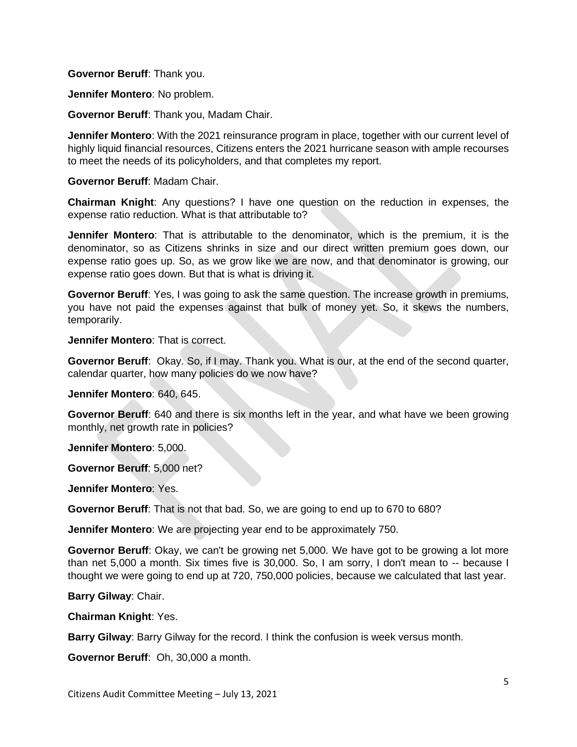**Governor Beruff**: Thank you.

**Jennifer Montero**: No problem.

**Governor Beruff**: Thank you, Madam Chair.

**Jennifer Montero**: With the 2021 reinsurance program in place, together with our current level of highly liquid financial resources, Citizens enters the 2021 hurricane season with ample recourses to meet the needs of its policyholders, and that completes my report.

**Governor Beruff**: Madam Chair.

**Chairman Knight**: Any questions? I have one question on the reduction in expenses, the expense ratio reduction. What is that attributable to?

**Jennifer Montero**: That is attributable to the denominator, which is the premium, it is the denominator, so as Citizens shrinks in size and our direct written premium goes down, our expense ratio goes up. So, as we grow like we are now, and that denominator is growing, our expense ratio goes down. But that is what is driving it.

**Governor Beruff**: Yes, I was going to ask the same question. The increase growth in premiums, you have not paid the expenses against that bulk of money yet. So, it skews the numbers, temporarily.

**Jennifer Montero**: That is correct.

**Governor Beruff**: Okay. So, if I may. Thank you. What is our, at the end of the second quarter, calendar quarter, how many policies do we now have?

**Jennifer Montero**: 640, 645.

**Governor Beruff**: 640 and there is six months left in the year, and what have we been growing monthly, net growth rate in policies?

**Jennifer Montero**: 5,000.

**Governor Beruff**: 5,000 net?

**Jennifer Montero**: Yes.

**Governor Beruff**: That is not that bad. So, we are going to end up to 670 to 680?

**Jennifer Montero**: We are projecting year end to be approximately 750.

**Governor Beruff**: Okay, we can't be growing net 5,000. We have got to be growing a lot more than net 5,000 a month. Six times five is 30,000. So, I am sorry, I don't mean to -- because I thought we were going to end up at 720, 750,000 policies, because we calculated that last year.

**Barry Gilway**: Chair.

**Chairman Knight**: Yes.

**Barry Gilway**: Barry Gilway for the record. I think the confusion is week versus month.

**Governor Beruff**: Oh, 30,000 a month.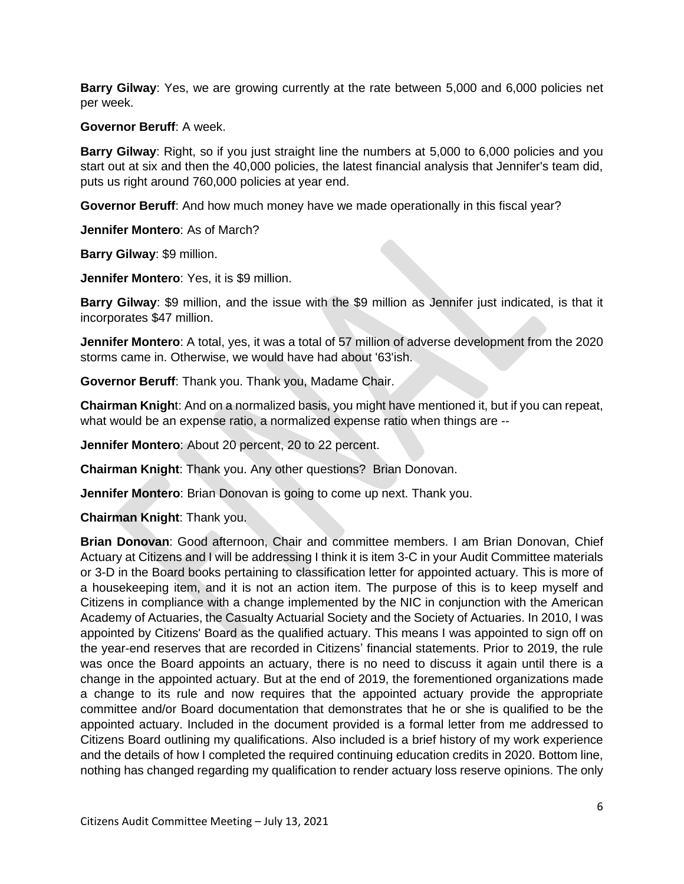**Barry Gilway**: Yes, we are growing currently at the rate between 5,000 and 6,000 policies net per week.

**Governor Beruff**: A week.

**Barry Gilway**: Right, so if you just straight line the numbers at 5,000 to 6,000 policies and you start out at six and then the 40,000 policies, the latest financial analysis that Jennifer's team did, puts us right around 760,000 policies at year end.

**Governor Beruff**: And how much money have we made operationally in this fiscal year?

**Jennifer Montero**: As of March?

**Barry Gilway**: $9 million.

**Jennifer Montero**: Yes, it is $9 million.

**Barry Gilway**: $9 million, and the issue with the $9 million as Jennifer just indicated, is that it incorporates $47 million.

**Jennifer Montero**: A total, yes, it was a total of 57 million of adverse development from the 2020 storms came in. Otherwise, we would have had about '63'ish.

**Governor Beruff**: Thank you. Thank you, Madame Chair.

**Chairman Knight**: And on a normalized basis, you might have mentioned it, but if you can repeat, what would be an expense ratio, a normalized expense ratio when things are --

**Jennifer Montero**: About 20 percent, 20 to 22 percent.

**Chairman Knight**: Thank you. Any other questions? Brian Donovan.

**Jennifer Montero**: Brian Donovan is going to come up next. Thank you.

**Chairman Knight**: Thank you.

**Brian Donovan**: Good afternoon, Chair and committee members. I am Brian Donovan, Chief Actuary at Citizens and I will be addressing I think it is item 3-C in your Audit Committee materials or 3-D in the Board books pertaining to classification letter for appointed actuary. This is more of a housekeeping item, and it is not an action item. The purpose of this is to keep myself and Citizens in compliance with a change implemented by the NIC in conjunction with the American Academy of Actuaries, the Casualty Actuarial Society and the Society of Actuaries. In 2010, I was appointed by Citizens' Board as the qualified actuary. This means I was appointed to sign off on the year-end reserves that are recorded in Citizens' financial statements. Prior to 2019, the rule was once the Board appoints an actuary, there is no need to discuss it again until there is a change in the appointed actuary. But at the end of 2019, the forementioned organizations made a change to its rule and now requires that the appointed actuary provide the appropriate committee and/or Board documentation that demonstrates that he or she is qualified to be the appointed actuary. Included in the document provided is a formal letter from me addressed to Citizens Board outlining my qualifications. Also included is a brief history of my work experience and the details of how I completed the required continuing education credits in 2020. Bottom line, nothing has changed regarding my qualification to render actuary loss reserve opinions. The only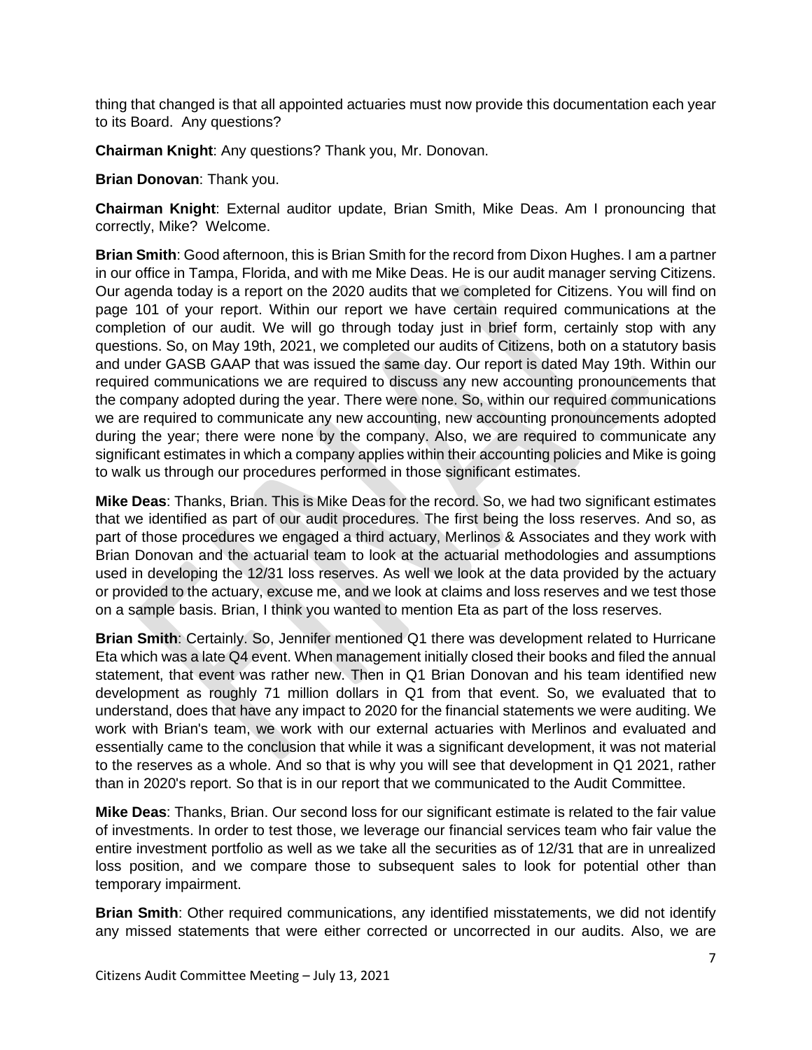thing that changed is that all appointed actuaries must now provide this documentation each year to its Board. Any questions?

**Chairman Knight**: Any questions? Thank you, Mr. Donovan.

**Brian Donovan**: Thank you.

**Chairman Knight**: External auditor update, Brian Smith, Mike Deas. Am I pronouncing that correctly, Mike? Welcome.

**Brian Smith**: Good afternoon, this is Brian Smith for the record from Dixon Hughes. I am a partner in our office in Tampa, Florida, and with me Mike Deas. He is our audit manager serving Citizens. Our agenda today is a report on the 2020 audits that we completed for Citizens. You will find on page 101 of your report. Within our report we have certain required communications at the completion of our audit. We will go through today just in brief form, certainly stop with any questions. So, on May 19th, 2021, we completed our audits of Citizens, both on a statutory basis and under GASB GAAP that was issued the same day. Our report is dated May 19th. Within our required communications we are required to discuss any new accounting pronouncements that the company adopted during the year. There were none. So, within our required communications we are required to communicate any new accounting, new accounting pronouncements adopted during the year; there were none by the company. Also, we are required to communicate any significant estimates in which a company applies within their accounting policies and Mike is going to walk us through our procedures performed in those significant estimates.

**Mike Deas**: Thanks, Brian. This is Mike Deas for the record. So, we had two significant estimates that we identified as part of our audit procedures. The first being the loss reserves. And so, as part of those procedures we engaged a third actuary, Merlinos & Associates and they work with Brian Donovan and the actuarial team to look at the actuarial methodologies and assumptions used in developing the 12/31 loss reserves. As well we look at the data provided by the actuary or provided to the actuary, excuse me, and we look at claims and loss reserves and we test those on a sample basis. Brian, I think you wanted to mention Eta as part of the loss reserves.

**Brian Smith**: Certainly. So, Jennifer mentioned Q1 there was development related to Hurricane Eta which was a late Q4 event. When management initially closed their books and filed the annual statement, that event was rather new. Then in Q1 Brian Donovan and his team identified new development as roughly 71 million dollars in Q1 from that event. So, we evaluated that to understand, does that have any impact to 2020 for the financial statements we were auditing. We work with Brian's team, we work with our external actuaries with Merlinos and evaluated and essentially came to the conclusion that while it was a significant development, it was not material to the reserves as a whole. And so that is why you will see that development in Q1 2021, rather than in 2020's report. So that is in our report that we communicated to the Audit Committee.

**Mike Deas**: Thanks, Brian. Our second loss for our significant estimate is related to the fair value of investments. In order to test those, we leverage our financial services team who fair value the entire investment portfolio as well as we take all the securities as of 12/31 that are in unrealized loss position, and we compare those to subsequent sales to look for potential other than temporary impairment.

**Brian Smith**: Other required communications, any identified misstatements, we did not identify any missed statements that were either corrected or uncorrected in our audits. Also, we are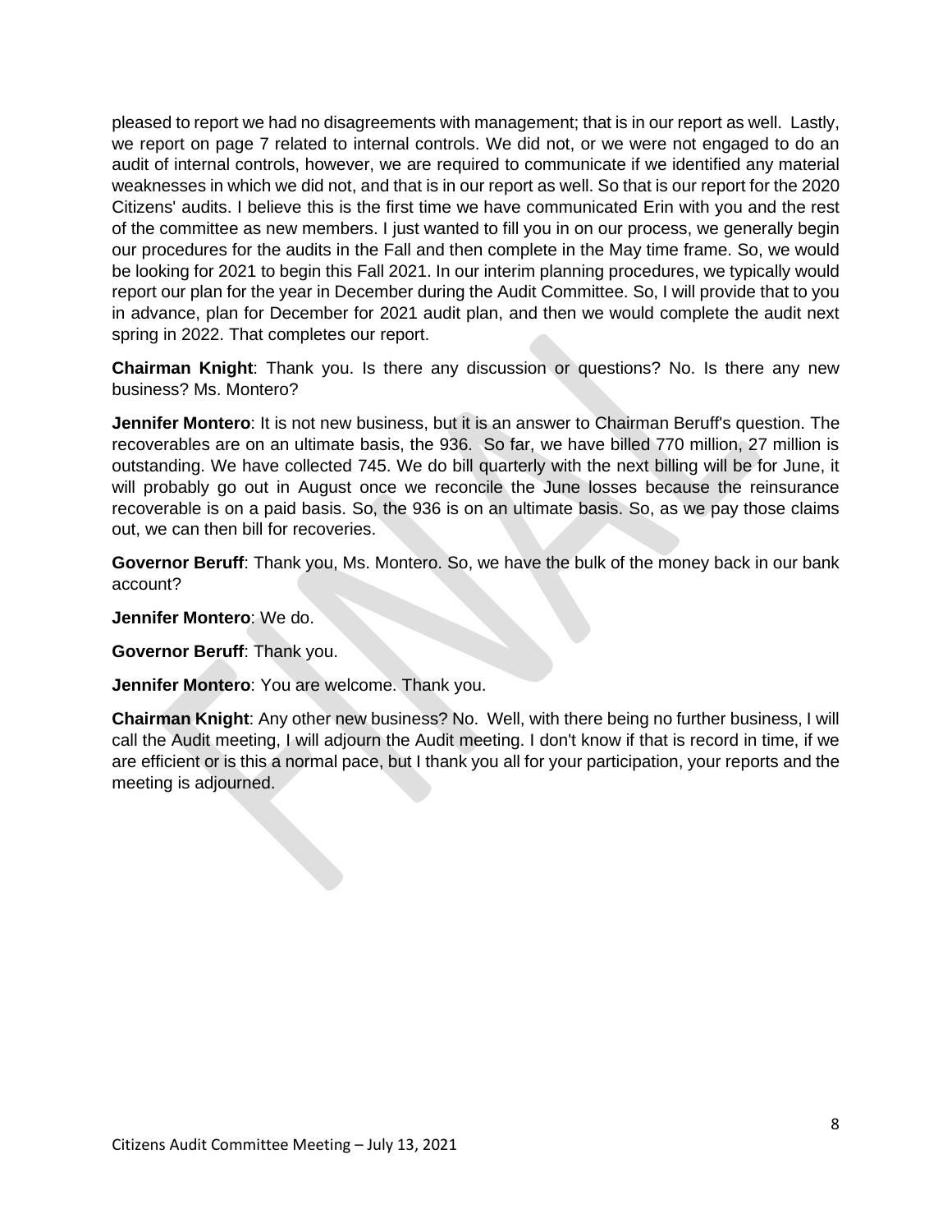pleased to report we had no disagreements with management; that is in our report as well. Lastly, we report on page 7 related to internal controls. We did not, or we were not engaged to do an audit of internal controls, however, we are required to communicate if we identified any material weaknesses in which we did not, and that is in our report as well. So that is our report for the 2020 Citizens' audits. I believe this is the first time we have communicated Erin with you and the rest of the committee as new members. I just wanted to fill you in on our process, we generally begin our procedures for the audits in the Fall and then complete in the May time frame. So, we would be looking for 2021 to begin this Fall 2021. In our interim planning procedures, we typically would report our plan for the year in December during the Audit Committee. So, I will provide that to you in advance, plan for December for 2021 audit plan, and then we would complete the audit next spring in 2022. That completes our report.

**Chairman Knight**: Thank you. Is there any discussion or questions? No. Is there any new business? Ms. Montero?

**Jennifer Montero**: It is not new business, but it is an answer to Chairman Beruff's question. The recoverables are on an ultimate basis, the 936. So far, we have billed 770 million, 27 million is outstanding. We have collected 745. We do bill quarterly with the next billing will be for June, it will probably go out in August once we reconcile the June losses because the reinsurance recoverable is on a paid basis. So, the 936 is on an ultimate basis. So, as we pay those claims out, we can then bill for recoveries.

**Governor Beruff**: Thank you, Ms. Montero. So, we have the bulk of the money back in our bank account?

**Jennifer Montero**: We do.

**Governor Beruff**: Thank you.

**Jennifer Montero**: You are welcome. Thank you.

**Chairman Knight**: Any other new business? No. Well, with there being no further business, I will call the Audit meeting, I will adjourn the Audit meeting. I don't know if that is record in time, if we are efficient or is this a normal pace, but I thank you all for your participation, your reports and the meeting is adjourned.